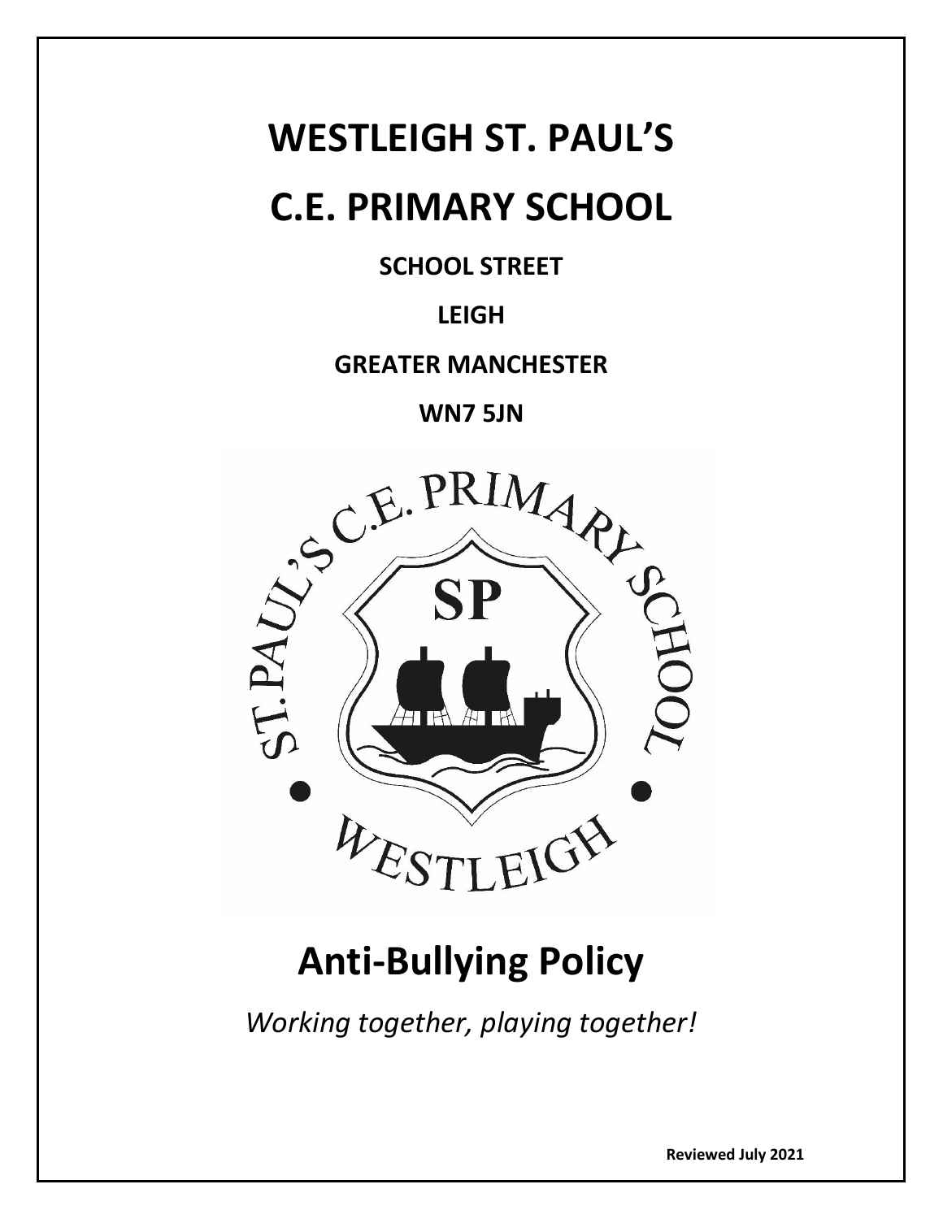# WESTLEIGH ST. PAUL'S

# C.E. PRIMARY SCHOOL

**SCHOOL STREET**

**LEIGH**

**GREATER MANCHESTER**

**WN7 5JN**

# Anti-Bullying Policy

*Working together, playing together!*

**Reviewed July 2021**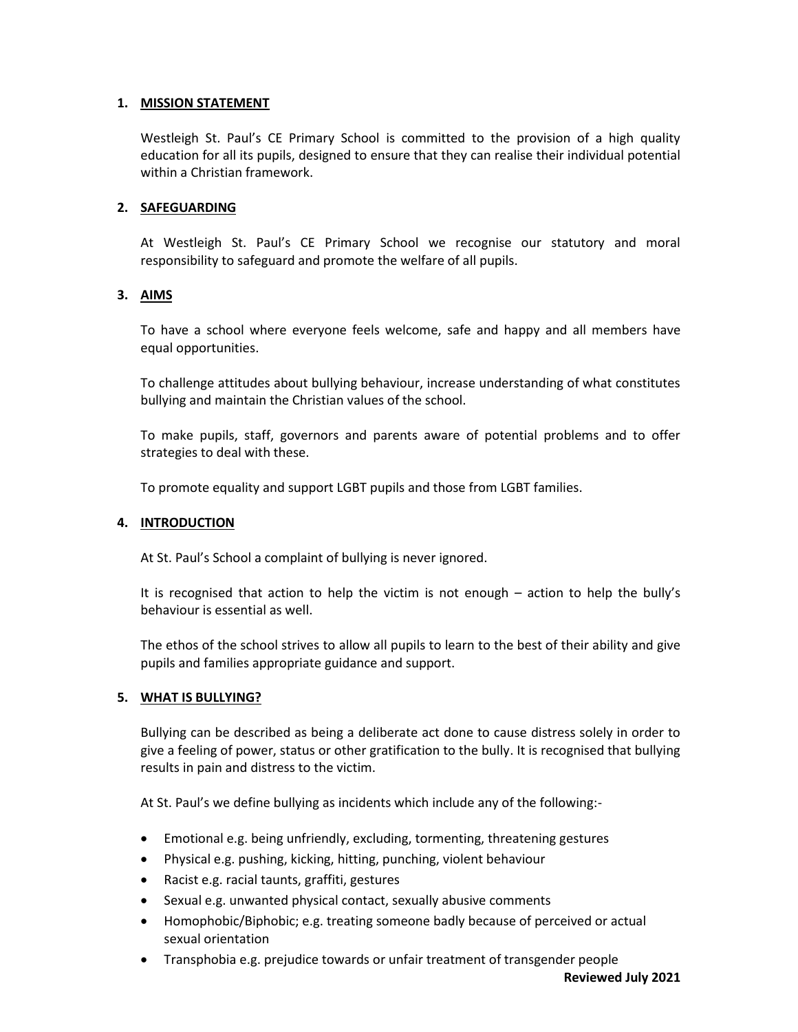## 1. MISSION STATEMENT

Westleigh St. Paul's CE Primary School is committed to the provision of a high quality education for all its pupils, designed to ensure that they can realise their individual potential within a Christian framework.

## 2. SAFEGUARDING

At Westleigh St. Paul's CE Primary School we recognise our statutory and moral responsibility to safeguard and promote the welfare of all pupils.

## 3. AIMS

To have a school where everyone feels welcome, safe and happy and all members have equal opportunities.

To challenge attitudes about bullying behaviour, increase understanding of what constitutes bullying and maintain the Christian values of the school.

To make pupils, staff, governors and parents aware of potential problems and to offer strategies to deal with these.

To promote equality and support LGBT pupils and those from LGBT families.

## 4. INTRODUCTION

At St. Paul's School a complaint of bullying is never ignored.

It is recognised that action to help the victim is not enough – action to help the bully's behaviour is essential as well.

The ethos of the school strives to allow all pupils to learn to the best of their ability and give pupils and families appropriate guidance and support.

## 5. WHAT IS BULLYING?

Bullying can be described as being a deliberate act done to cause distress solely in order to give a feeling of power, status or other gratification to the bully. It is recognised that bullying results in pain and distress to the victim.

At St. Paul's we define bullying as incidents which include any of the following:-

- Emotional e.g. being unfriendly, excluding, tormenting, threatening gestures
- Physical e.g. pushing, kicking, hitting, punching, violent behaviour
- Racist e.g. racial taunts, graffiti, gestures
- Sexual e.g. unwanted physical contact, sexually abusive comments
- Homophobic/Biphobic; e.g. treating someone badly because of perceived or actual sexual orientation
- Transphobia e.g. prejudice towards or unfair treatment of transgender people

**Reviewed July 2021**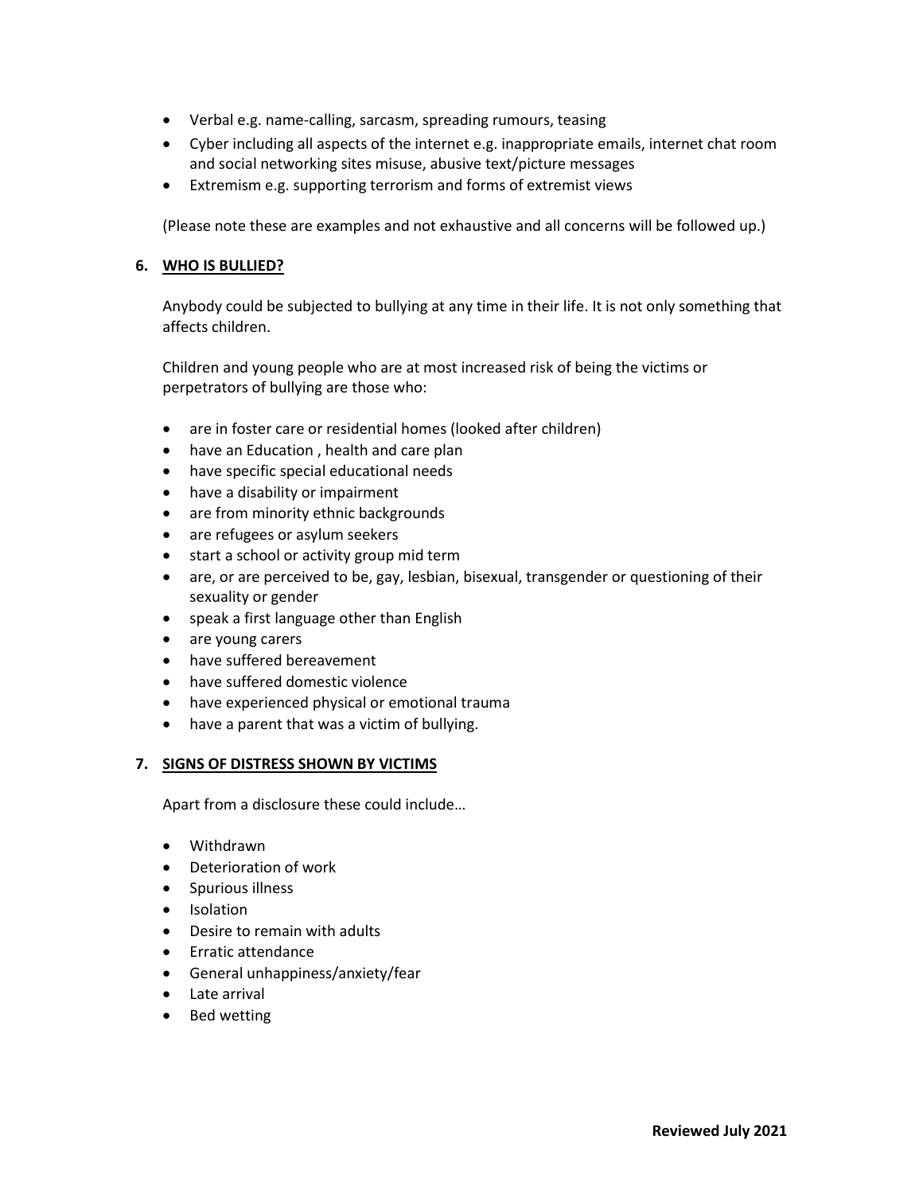- Verbal e.g. name-calling, sarcasm, spreading rumours, teasing
- Cyber including all aspects of the internet e.g. inappropriate emails, internet chat room and social networking sites misuse, abusive text/picture messages
- Extremism e.g. supporting terrorism and forms of extremist views

(Please note these are examples and not exhaustive and all concerns will be followed up.)

## 6. WHO IS BULLIED?

Anybody could be subjected to bullying at any time in their life. It is not only something that affects children.

Children and young people who are at most increased risk of being the victims or perpetrators of bullying are those who:

- are in foster care or residential homes (looked after children)
- have an Education , health and care plan
- have specific special educational needs
- have a disability or impairment
- are from minority ethnic backgrounds
- are refugees or asylum seekers
- start a school or activity group mid term
- are, or are perceived to be, gay, lesbian, bisexual, transgender or questioning of their sexuality or gender
- speak a first language other than English
- are young carers
- have suffered bereavement
- have suffered domestic violence
- have experienced physical or emotional trauma
- have a parent that was a victim of bullying.

## 7. SIGNS OF DISTRESS SHOWN BY VICTIMS

Apart from a disclosure these could include…

- Withdrawn
- Deterioration of work
- Spurious illness
- Isolation
- Desire to remain with adults
- Erratic attendance
- General unhappiness/anxiety/fear
- Late arrival
- Bed wetting

**Reviewed July 2021**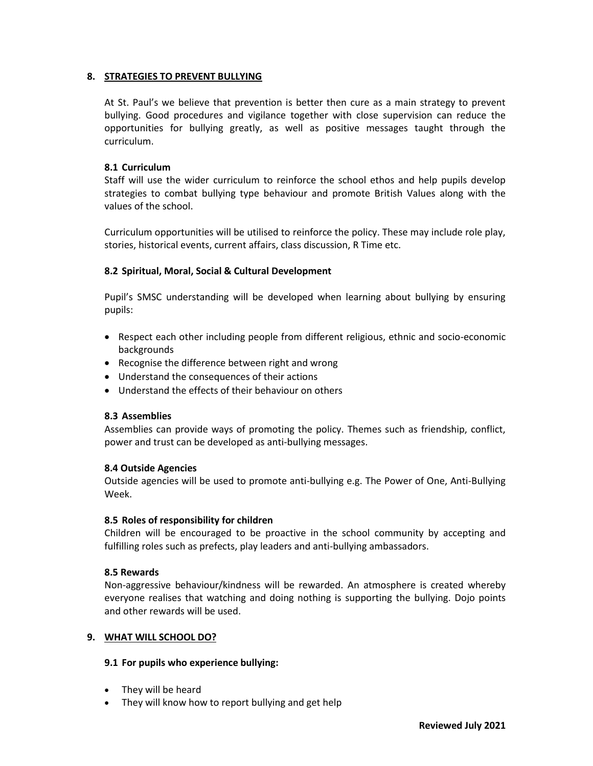## 8. STRATEGIES TO PREVENT BULLYING

At St. Paul's we believe that prevention is better then cure as a main strategy to prevent bullying. Good procedures and vigilance together with close supervision can reduce the opportunities for bullying greatly, as well as positive messages taught through the curriculum.

### 8.1 Curriculum

Staff will use the wider curriculum to reinforce the school ethos and help pupils develop strategies to combat bullying type behaviour and promote British Values along with the values of the school.

Curriculum opportunities will be utilised to reinforce the policy. These may include role play, stories, historical events, current affairs, class discussion, R Time etc.

### 8.2 Spiritual, Moral, Social & Cultural Development

Pupil's SMSC understanding will be developed when learning about bullying by ensuring pupils:

- Respect each other including people from different religious, ethnic and socio-economic backgrounds
- Recognise the difference between right and wrong
- Understand the consequences of their actions
- Understand the effects of their behaviour on others

### 8.3 Assemblies

Assemblies can provide ways of promoting the policy. Themes such as friendship, conflict, power and trust can be developed as anti-bullying messages.

### 8.4 Outside Agencies

Outside agencies will be used to promote anti-bullying e.g. The Power of One, Anti-Bullying Week.

### 8.5 Roles of responsibility for children

Children will be encouraged to be proactive in the school community by accepting and fulfilling roles such as prefects, play leaders and anti-bullying ambassadors.

### 8.5 Rewards

Non-aggressive behaviour/kindness will be rewarded. An atmosphere is created whereby everyone realises that watching and doing nothing is supporting the bullying. Dojo points and other rewards will be used.

## 9. WHAT WILL SCHOOL DO?

### 9.1 For pupils who experience bullying:

- They will be heard
- They will know how to report bullying and get help

**Reviewed July 2021**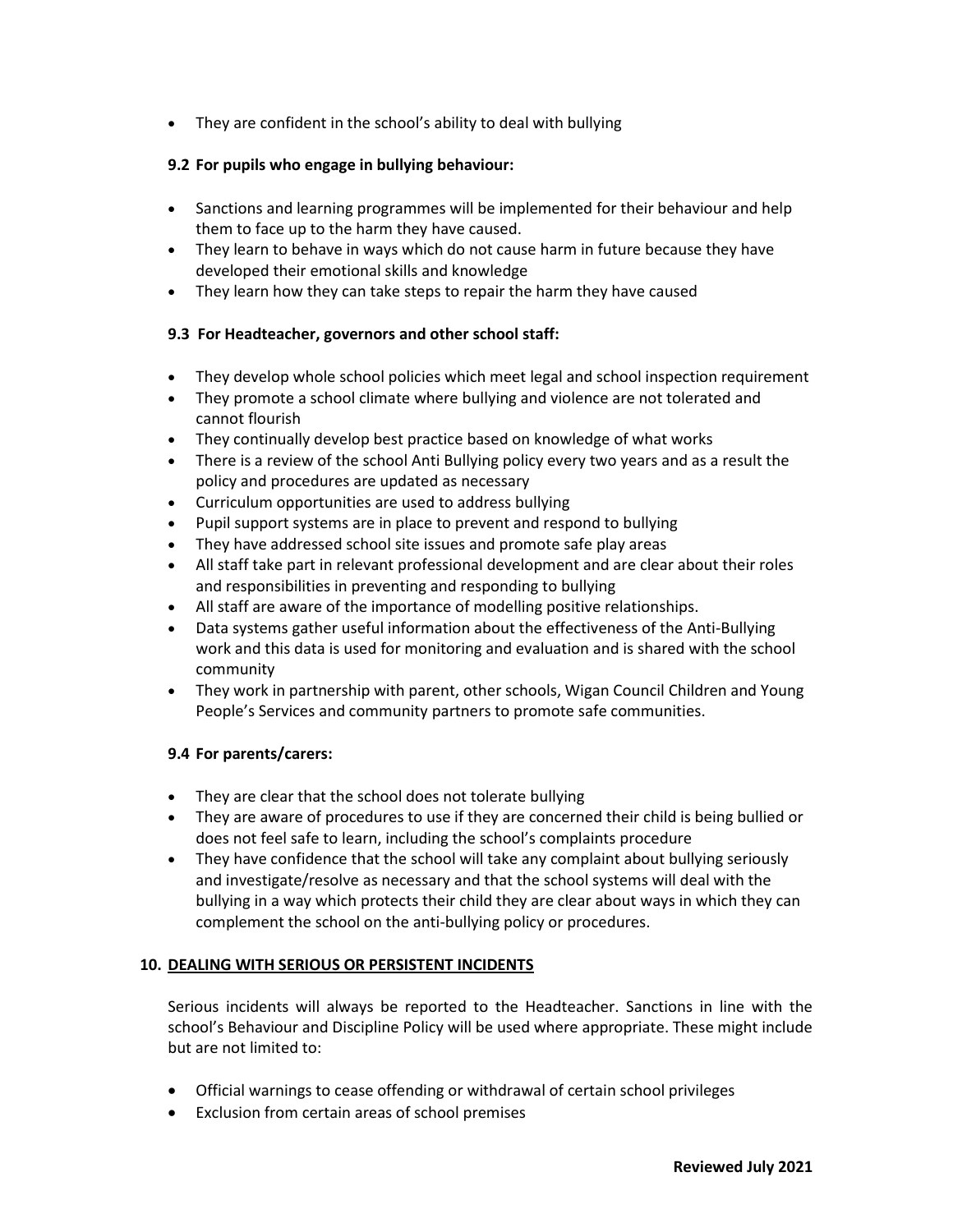- They are confident in the school's ability to deal with bullying

### 9.2 For pupils who engage in bullying behaviour:

- Sanctions and learning programmes will be implemented for their behaviour and help them to face up to the harm they have caused.
- They learn to behave in ways which do not cause harm in future because they have developed their emotional skills and knowledge
- They learn how they can take steps to repair the harm they have caused

### 9.3 For Headteacher, governors and other school staff:

- They develop whole school policies which meet legal and school inspection requirement
- They promote a school climate where bullying and violence are not tolerated and cannot flourish
- They continually develop best practice based on knowledge of what works
- There is a review of the school Anti Bullying policy every two years and as a result the policy and procedures are updated as necessary
- Curriculum opportunities are used to address bullying
- Pupil support systems are in place to prevent and respond to bullying
- They have addressed school site issues and promote safe play areas
- All staff take part in relevant professional development and are clear about their roles and responsibilities in preventing and responding to bullying
- All staff are aware of the importance of modelling positive relationships.
- Data systems gather useful information about the effectiveness of the Anti-Bullying work and this data is used for monitoring and evaluation and is shared with the school community
- They work in partnership with parent, other schools, Wigan Council Children and Young People's Services and community partners to promote safe communities.

### 9.4 For parents/carers:

- They are clear that the school does not tolerate bullying
- They are aware of procedures to use if they are concerned their child is being bullied or does not feel safe to learn, including the school's complaints procedure
- They have confidence that the school will take any complaint about bullying seriously and investigate/resolve as necessary and that the school systems will deal with the bullying in a way which protects their child they are clear about ways in which they can complement the school on the anti-bullying policy or procedures.

## 10. DEALING WITH SERIOUS OR PERSISTENT INCIDENTS

Serious incidents will always be reported to the Headteacher. Sanctions in line with the school's Behaviour and Discipline Policy will be used where appropriate. These might include but are not limited to:

- Official warnings to cease offending or withdrawal of certain school privileges
- Exclusion from certain areas of school premises

**Reviewed July 2021**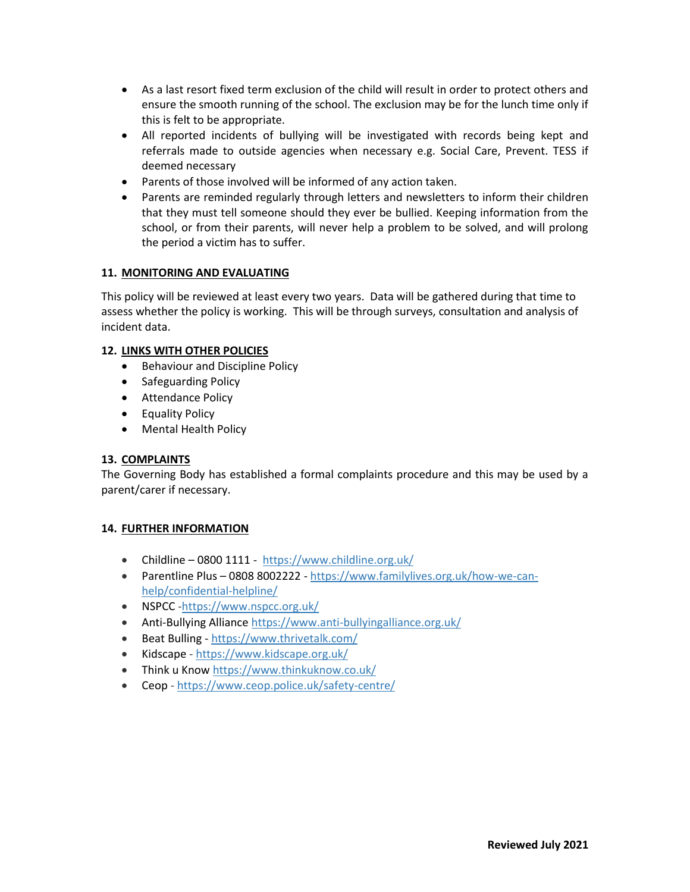- As a last resort fixed term exclusion of the child will result in order to protect others and ensure the smooth running of the school. The exclusion may be for the lunch time only if this is felt to be appropriate.
- All reported incidents of bullying will be investigated with records being kept and referrals made to outside agencies when necessary e.g. Social Care, Prevent. TESS if deemed necessary
- Parents of those involved will be informed of any action taken.
- Parents are reminded regularly through letters and newsletters to inform their children that they must tell someone should they ever be bullied. Keeping information from the school, or from their parents, will never help a problem to be solved, and will prolong the period a victim has to suffer.

## 11. MONITORING AND EVALUATING

This policy will be reviewed at least every two years. Data will be gathered during that time to assess whether the policy is working. This will be through surveys, consultation and analysis of incident data.

## 12. LINKS WITH OTHER POLICIES

- Behaviour and Discipline Policy
- Safeguarding Policy
- Attendance Policy
- Equality Policy
- Mental Health Policy

## 13. COMPLAINTS

The Governing Body has established a formal complaints procedure and this may be used by a parent/carer if necessary.

## 14. FURTHER INFORMATION

- Childline – 0800 1111 - https://www.childline.org.uk/
- Parentline Plus – 0808 8002222 - https://www.familylives.org.uk/how-we-can-help/confidential-helpline/
- NSPCC -https://www.nspcc.org.uk/
- Anti-Bullying Alliance https://www.anti-bullyingalliance.org.uk/
- Beat Bulling - https://www.thrivetalk.com/
- Kidscape - https://www.kidscape.org.uk/
- Think u Know https://www.thinkuknow.co.uk/
- Ceop - https://www.ceop.police.uk/safety-centre/

**Reviewed July 2021**